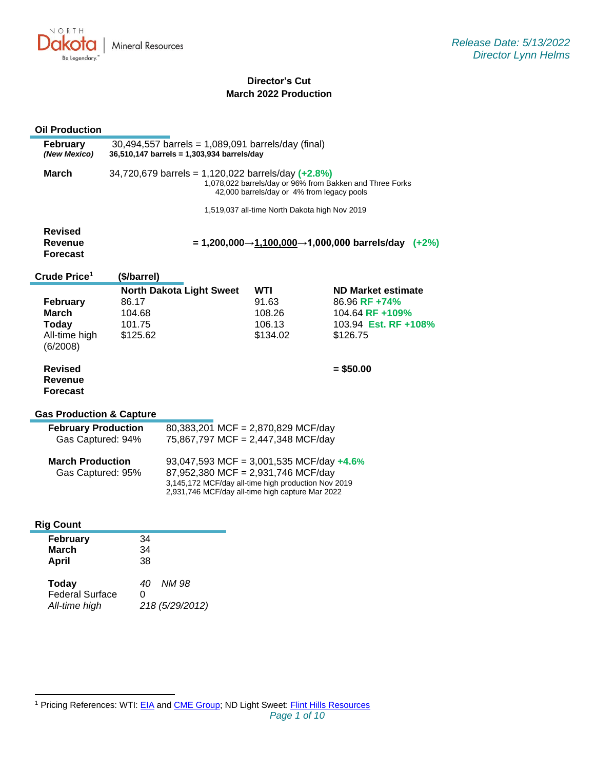NORTH Dakota | Mineral Resources
Be Legendary.™

*Release Date: 5/13/2022*
*Director Lynn Helms*

# Director's Cut
## March 2022 Production

### Oil Production

**February** 30,494,557 barrels = 1,089,091 barrels/day (final)
***(New Mexico)*** **36,510,147 barrels = 1,303,934 barrels/day**

**March** 34,720,679 barrels = 1,120,022 barrels/day **(+2.8%)**
1,078,022 barrels/day or 96% from Bakken and Three Forks
42,000 barrels/day or 4% from legacy pools

1,519,037 all-time North Dakota high Nov 2019

**Revised Revenue Forecast** **= 1,200,000→1,100,000→1,000,000 barrels/day (+2%)**

### Crude Price[1] ($/barrel)

| | North Dakota Light Sweet | WTI | ND Market estimate |
|---|---|---|---|
| **February** | 86.17 | 91.63 | 86.96 **RF +74%** |
| **March** | 104.68 | 108.26 | 104.64 **RF +109%** |
| **Today** | 101.75 | 106.13 | 103.94 **Est. RF +108%** |
| All-time high (6/2008) | $125.62 | $134.02 | $126.75 |
| **Revised Revenue Forecast** | | | **= $50.00** |

### Gas Production & Capture

**February Production** 80,383,201 MCF = 2,870,829 MCF/day
Gas Captured: 94% 75,867,797 MCF = 2,447,348 MCF/day

**March Production** 93,047,593 MCF = 3,001,535 MCF/day **+4.6%**
Gas Captured: 95% 87,952,380 MCF = 2,931,746 MCF/day
3,145,172 MCF/day all-time high production Nov 2019
2,931,746 MCF/day all-time high capture Mar 2022

### Rig Count

| | |
|---|---|
| **February** | 34 |
| **March** | 34 |
| **April** | 38 |
| **Today** | *40 NM 98* |
| Federal Surface | 0 |
| *All-time high* | *218 (5/29/2012)* |

[1] Pricing References: WTI: EIA and CME Group; ND Light Sweet: Flint Hills Resources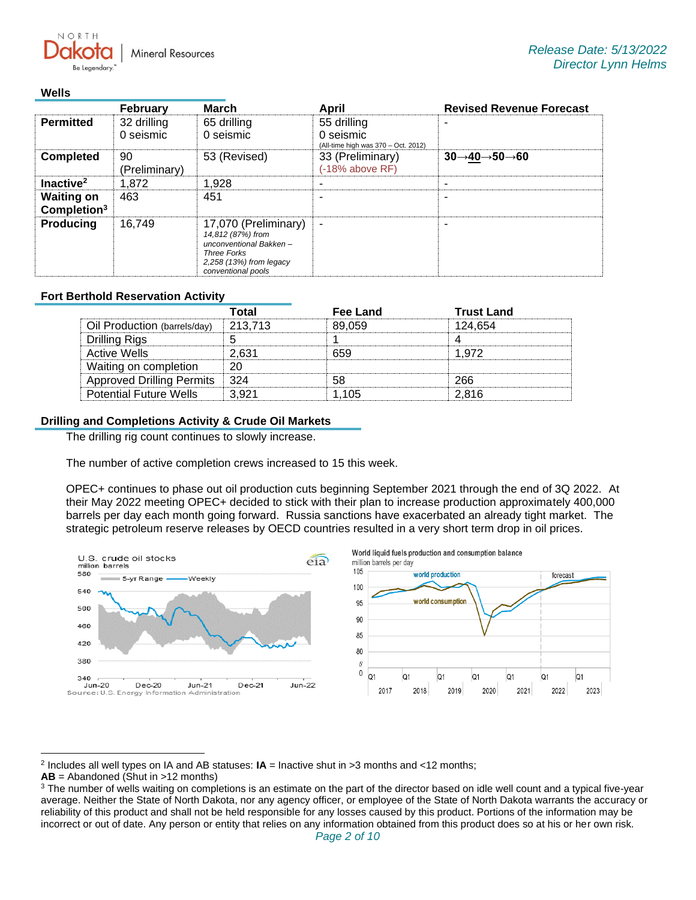Release Date: 5/13/2022
Director Lynn Helms

## Wells

| | February | March | April | Revised Revenue Forecast |
|---|---|---|---|---|
| **Permitted** | 32 drilling<br>0 seismic | 65 drilling<br>0 seismic | 55 drilling<br>0 seismic<br>(All-time high was 370 – Oct. 2012) | - |
| **Completed** | 90 (Preliminary) | 53 (Revised) | 33 (Preliminary)<br>(-18% above RF) | **30→40→50→60** |
| **Inactive**[2] | 1,872 | 1,928 | - | - |
| **Waiting on Completion**[3] | 463 | 451 | - | - |
| **Producing** | 16,749 | 17,070 (Preliminary)<br>*14,812 (87%) from unconventional Bakken – Three Forks*<br>*2,258 (13%) from legacy conventional pools* | - | - |

## Fort Berthold Reservation Activity

| | Total | Fee Land | Trust Land |
|---|---|---|---|
| Oil Production (barrels/day) | 213,713 | 89,059 | 124,654 |
| Drilling Rigs | 5 | 1 | 4 |
| Active Wells | 2,631 | 659 | 1,972 |
| Waiting on completion | 20 | | |
| Approved Drilling Permits | 324 | 58 | 266 |
| Potential Future Wells | 3,921 | 1,105 | 2,816 |

## Drilling and Completions Activity & Crude Oil Markets

The drilling rig count continues to slowly increase.

The number of active completion crews increased to 15 this week.

OPEC+ continues to phase out oil production cuts beginning September 2021 through the end of 3Q 2022. At their May 2022 meeting OPEC+ decided to stick with their plan to increase production approximately 400,000 barrels per day each month going forward. Russia sanctions have exacerbated an already tight market. The strategic petroleum reserve releases by OECD countries resulted in a very short term drop in oil prices.

---

[2] Includes all well types on IA and AB statuses: **IA** = Inactive shut in >3 months and <12 months;
**AB** = Abandoned (Shut in >12 months)

[3] The number of wells waiting on completions is an estimate on the part of the director based on idle well count and a typical five-year average. Neither the State of North Dakota, nor any agency officer, or employee of the State of North Dakota warrants the accuracy or reliability of this product and shall not be held responsible for any losses caused by this product. Portions of the information may be incorrect or out of date. Any person or entity that relies on any information obtained from this product does so at his or her own risk.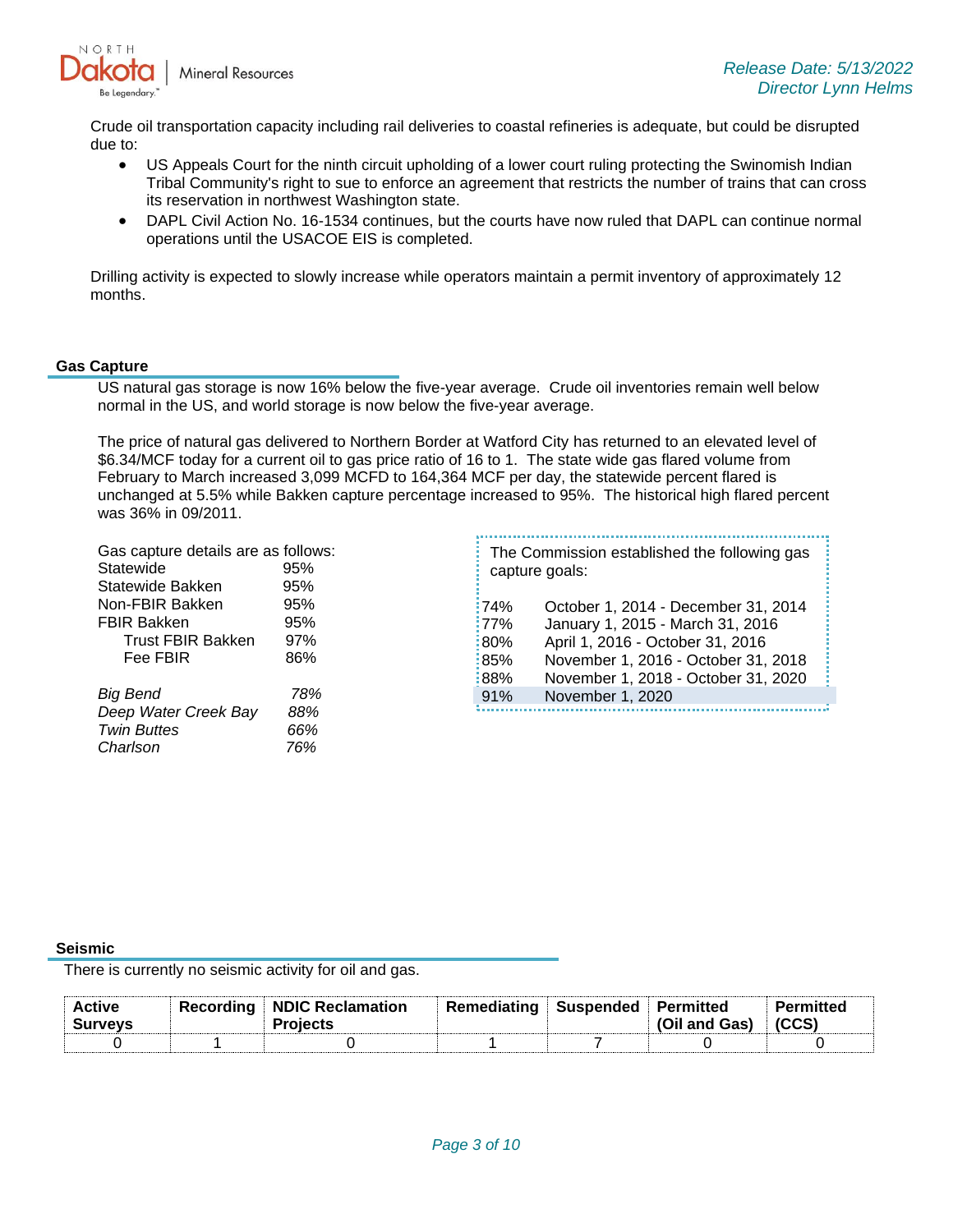Crude oil transportation capacity including rail deliveries to coastal refineries is adequate, but could be disrupted due to:

- US Appeals Court for the ninth circuit upholding of a lower court ruling protecting the Swinomish Indian Tribal Community's right to sue to enforce an agreement that restricts the number of trains that can cross its reservation in northwest Washington state.
- DAPL Civil Action No. 16-1534 continues, but the courts have now ruled that DAPL can continue normal operations until the USACOE EIS is completed.

Drilling activity is expected to slowly increase while operators maintain a permit inventory of approximately 12 months.

## Gas Capture

US natural gas storage is now 16% below the five-year average. Crude oil inventories remain well below normal in the US, and world storage is now below the five-year average.

The price of natural gas delivered to Northern Border at Watford City has returned to an elevated level of $6.34/MCF today for a current oil to gas price ratio of 16 to 1. The state wide gas flared volume from February to March increased 3,099 MCFD to 164,364 MCF per day, the statewide percent flared is unchanged at 5.5% while Bakken capture percentage increased to 95%. The historical high flared percent was 36% in 09/2011.

Gas capture details are as follows:

| | |
|---|---|
| Statewide | 95% |
| Statewide Bakken | 95% |
| Non-FBIR Bakken | 95% |
| FBIR Bakken | 95% |
| Trust FBIR Bakken | 97% |
| Fee FBIR | 86% |
| *Big Bend* | *78%* |
| *Deep Water Creek Bay* | *88%* |
| *Twin Buttes* | *66%* |
| *Charlson* | *76%* |

The Commission established the following gas capture goals:

| | |
|---|---|
| 74% | October 1, 2014 - December 31, 2014 |
| 77% | January 1, 2015 - March 31, 2016 |
| 80% | April 1, 2016 - October 31, 2016 |
| 85% | November 1, 2016 - October 31, 2018 |
| 88% | November 1, 2018 - October 31, 2020 |
| 91% | November 1, 2020 |

## Seismic

There is currently no seismic activity for oil and gas.

| Active Surveys | Recording | NDIC Reclamation Projects | Remediating | Suspended | Permitted (Oil and Gas) | Permitted (CCS) |
|---|---|---|---|---|---|---|
| 0 | 1 | 0 | 1 | 7 | 0 | 0 |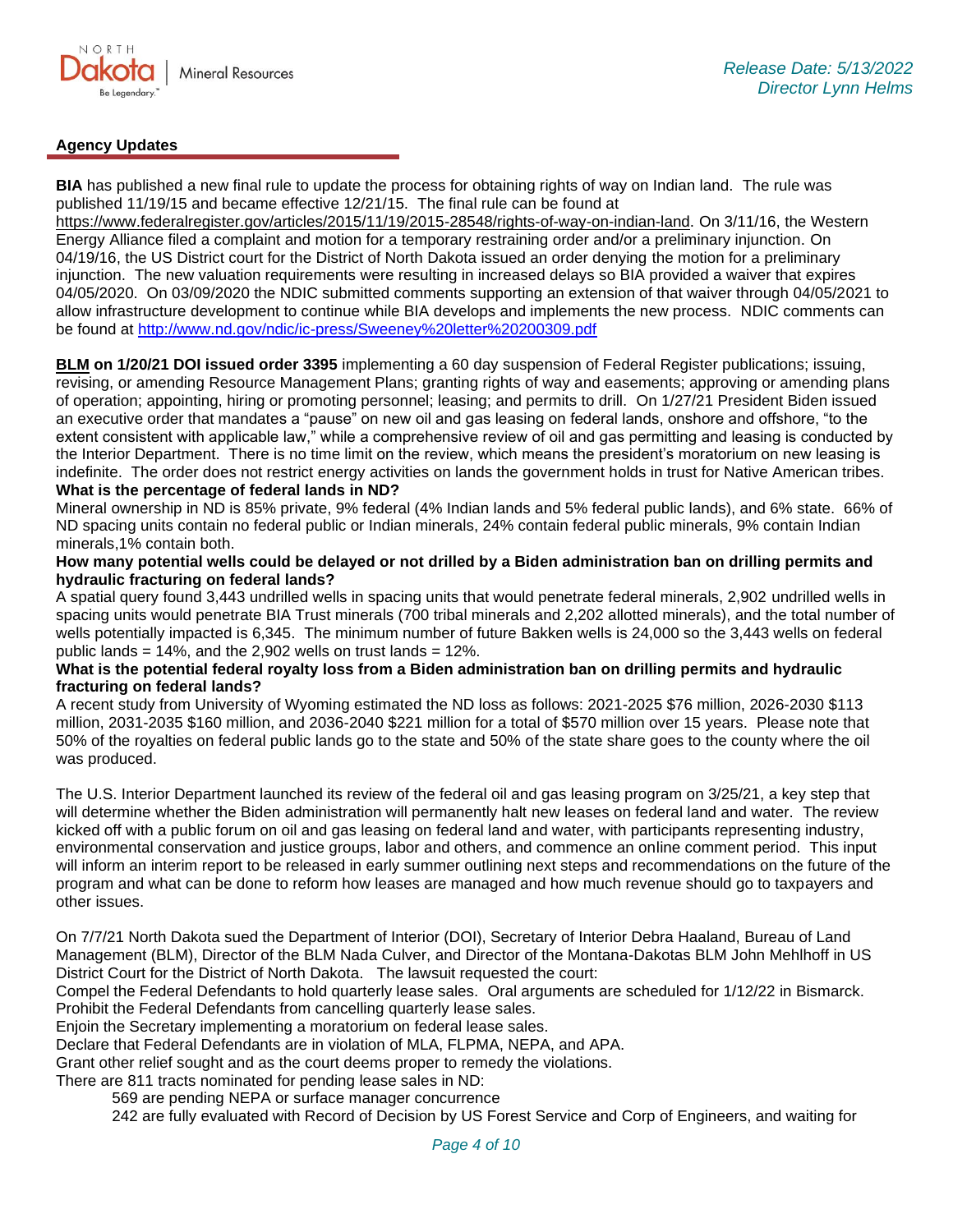## Agency Updates

**BIA** has published a new final rule to update the process for obtaining rights of way on Indian land. The rule was published 11/19/15 and became effective 12/21/15. The final rule can be found at https://www.federalregister.gov/articles/2015/11/19/2015-28548/rights-of-way-on-indian-land. On 3/11/16, the Western Energy Alliance filed a complaint and motion for a temporary restraining order and/or a preliminary injunction. On 04/19/16, the US District court for the District of North Dakota issued an order denying the motion for a preliminary injunction. The new valuation requirements were resulting in increased delays so BIA provided a waiver that expires 04/05/2020. On 03/09/2020 the NDIC submitted comments supporting an extension of that waiver through 04/05/2021 to allow infrastructure development to continue while BIA develops and implements the new process. NDIC comments can be found at http://www.nd.gov/ndic/ic-press/Sweeney%20letter%20200309.pdf

**BLM on 1/20/21 DOI issued order 3395** implementing a 60 day suspension of Federal Register publications; issuing, revising, or amending Resource Management Plans; granting rights of way and easements; approving or amending plans of operation; appointing, hiring or promoting personnel; leasing; and permits to drill. On 1/27/21 President Biden issued an executive order that mandates a "pause" on new oil and gas leasing on federal lands, onshore and offshore, "to the extent consistent with applicable law," while a comprehensive review of oil and gas permitting and leasing is conducted by the Interior Department. There is no time limit on the review, which means the president's moratorium on new leasing is indefinite. The order does not restrict energy activities on lands the government holds in trust for Native American tribes.

**What is the percentage of federal lands in ND?**

Mineral ownership in ND is 85% private, 9% federal (4% Indian lands and 5% federal public lands), and 6% state. 66% of ND spacing units contain no federal public or Indian minerals, 24% contain federal public minerals, 9% contain Indian minerals,1% contain both.

**How many potential wells could be delayed or not drilled by a Biden administration ban on drilling permits and hydraulic fracturing on federal lands?**

A spatial query found 3,443 undrilled wells in spacing units that would penetrate federal minerals, 2,902 undrilled wells in spacing units would penetrate BIA Trust minerals (700 tribal minerals and 2,202 allotted minerals), and the total number of wells potentially impacted is 6,345. The minimum number of future Bakken wells is 24,000 so the 3,443 wells on federal public lands = 14%, and the 2,902 wells on trust lands = 12%.

**What is the potential federal royalty loss from a Biden administration ban on drilling permits and hydraulic fracturing on federal lands?**

A recent study from University of Wyoming estimated the ND loss as follows: 2021-2025 $76 million, 2026-2030 $113 million, 2031-2035 $160 million, and 2036-2040 $221 million for a total of $570 million over 15 years. Please note that 50% of the royalties on federal public lands go to the state and 50% of the state share goes to the county where the oil was produced.

The U.S. Interior Department launched its review of the federal oil and gas leasing program on 3/25/21, a key step that will determine whether the Biden administration will permanently halt new leases on federal land and water. The review kicked off with a public forum on oil and gas leasing on federal land and water, with participants representing industry, environmental conservation and justice groups, labor and others, and commence an online comment period. This input will inform an interim report to be released in early summer outlining next steps and recommendations on the future of the program and what can be done to reform how leases are managed and how much revenue should go to taxpayers and other issues.

On 7/7/21 North Dakota sued the Department of Interior (DOI), Secretary of Interior Debra Haaland, Bureau of Land Management (BLM), Director of the BLM Nada Culver, and Director of the Montana-Dakotas BLM John Mehlhoff in US District Court for the District of North Dakota. The lawsuit requested the court:

Compel the Federal Defendants to hold quarterly lease sales. Oral arguments are scheduled for 1/12/22 in Bismarck.
Prohibit the Federal Defendants from cancelling quarterly lease sales.
Enjoin the Secretary implementing a moratorium on federal lease sales.
Declare that Federal Defendants are in violation of MLA, FLPMA, NEPA, and APA.
Grant other relief sought and as the court deems proper to remedy the violations.
There are 811 tracts nominated for pending lease sales in ND:

- 569 are pending NEPA or surface manager concurrence
- 242 are fully evaluated with Record of Decision by US Forest Service and Corp of Engineers, and waiting for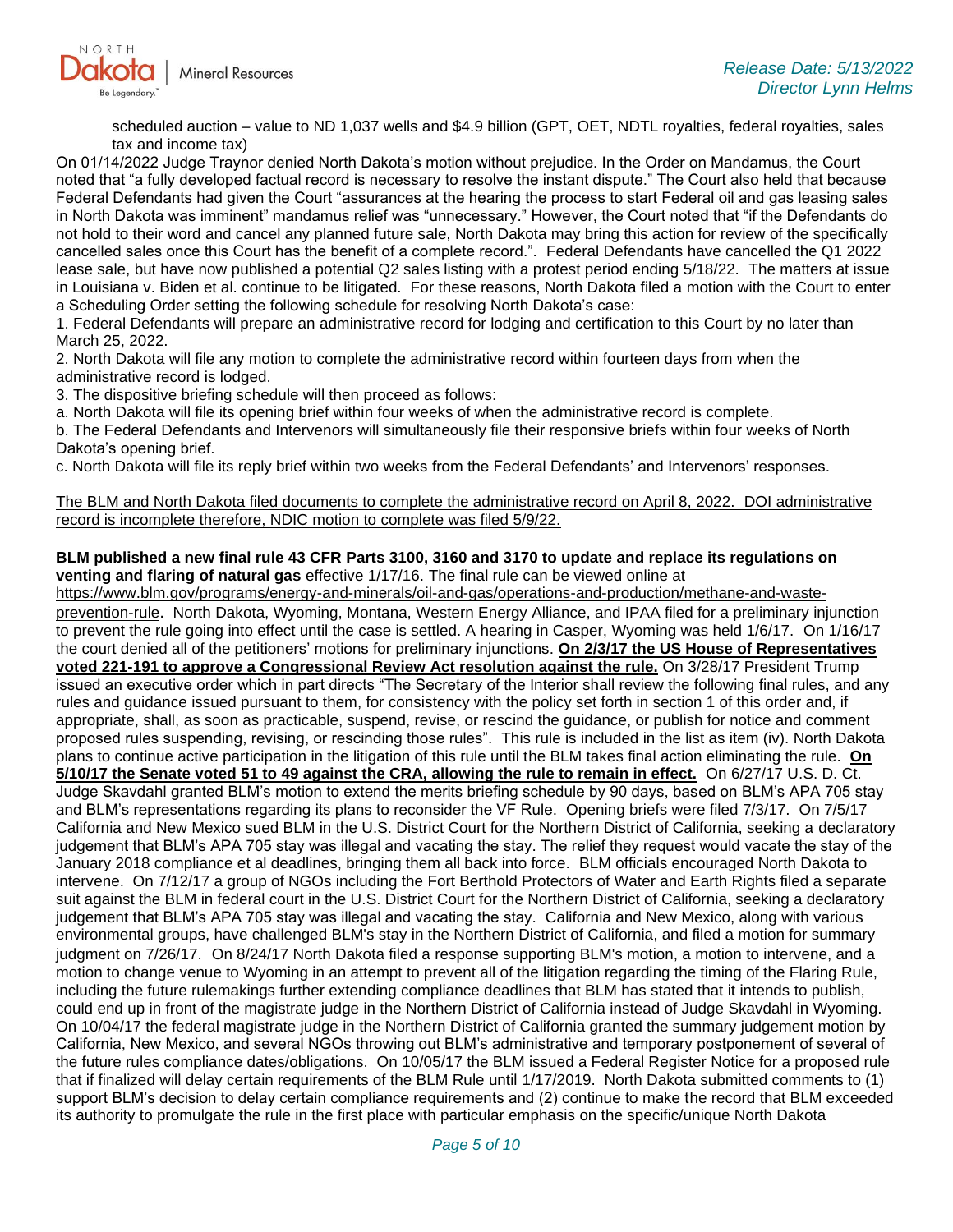scheduled auction – value to ND 1,037 wells and $4.9 billion (GPT, OET, NDTL royalties, federal royalties, sales tax and income tax)

On 01/14/2022 Judge Traynor denied North Dakota's motion without prejudice. In the Order on Mandamus, the Court noted that "a fully developed factual record is necessary to resolve the instant dispute." The Court also held that because Federal Defendants had given the Court "assurances at the hearing the process to start Federal oil and gas leasing sales in North Dakota was imminent" mandamus relief was "unnecessary." However, the Court noted that "if the Defendants do not hold to their word and cancel any planned future sale, North Dakota may bring this action for review of the specifically cancelled sales once this Court has the benefit of a complete record.". Federal Defendants have cancelled the Q1 2022 lease sale, but have now published a potential Q2 sales listing with a protest period ending 5/18/22. The matters at issue in Louisiana v. Biden et al. continue to be litigated. For these reasons, North Dakota filed a motion with the Court to enter a Scheduling Order setting the following schedule for resolving North Dakota's case:

1. Federal Defendants will prepare an administrative record for lodging and certification to this Court by no later than March 25, 2022.
2. North Dakota will file any motion to complete the administrative record within fourteen days from when the administrative record is lodged.
3. The dispositive briefing schedule will then proceed as follows:
   a. North Dakota will file its opening brief within four weeks of when the administrative record is complete.
   b. The Federal Defendants and Intervenors will simultaneously file their responsive briefs within four weeks of North Dakota's opening brief.
   c. North Dakota will file its reply brief within two weeks from the Federal Defendants' and Intervenors' responses.

<u>The BLM and North Dakota filed documents to complete the administrative record on April 8, 2022. DOI administrative record is incomplete therefore, NDIC motion to complete was filed 5/9/22.</u>

**BLM published a new final rule 43 CFR Parts 3100, 3160 and 3170 to update and replace its regulations on venting and flaring of natural gas** effective 1/17/16. The final rule can be viewed online at https://www.blm.gov/programs/energy-and-minerals/oil-and-gas/operations-and-production/methane-and-waste-prevention-rule. North Dakota, Wyoming, Montana, Western Energy Alliance, and IPAA filed for a preliminary injunction to prevent the rule going into effect until the case is settled. A hearing in Casper, Wyoming was held 1/6/17. On 1/16/17 the court denied all of the petitioners' motions for preliminary injunctions. **<u>On 2/3/17 the US House of Representatives voted 221-191 to approve a Congressional Review Act resolution against the rule.</u>** On 3/28/17 President Trump issued an executive order which in part directs "The Secretary of the Interior shall review the following final rules, and any rules and guidance issued pursuant to them, for consistency with the policy set forth in section 1 of this order and, if appropriate, shall, as soon as practicable, suspend, revise, or rescind the guidance, or publish for notice and comment proposed rules suspending, revising, or rescinding those rules". This rule is included in the list as item (iv). North Dakota plans to continue active participation in the litigation of this rule until the BLM takes final action eliminating the rule. **<u>On 5/10/17 the Senate voted 51 to 49 against the CRA, allowing the rule to remain in effect.</u>** On 6/27/17 U.S. D. Ct. Judge Skavdahl granted BLM's motion to extend the merits briefing schedule by 90 days, based on BLM's APA 705 stay and BLM's representations regarding its plans to reconsider the VF Rule. Opening briefs were filed 7/3/17. On 7/5/17 California and New Mexico sued BLM in the U.S. District Court for the Northern District of California, seeking a declaratory judgement that BLM's APA 705 stay was illegal and vacating the stay. The relief they request would vacate the stay of the January 2018 compliance et al deadlines, bringing them all back into force. BLM officials encouraged North Dakota to intervene. On 7/12/17 a group of NGOs including the Fort Berthold Protectors of Water and Earth Rights filed a separate suit against the BLM in federal court in the U.S. District Court for the Northern District of California, seeking a declaratory judgement that BLM's APA 705 stay was illegal and vacating the stay. California and New Mexico, along with various environmental groups, have challenged BLM's stay in the Northern District of California, and filed a motion for summary judgment on 7/26/17. On 8/24/17 North Dakota filed a response supporting BLM's motion, a motion to intervene, and a motion to change venue to Wyoming in an attempt to prevent all of the litigation regarding the timing of the Flaring Rule, including the future rulemakings further extending compliance deadlines that BLM has stated that it intends to publish, could end up in front of the magistrate judge in the Northern District of California instead of Judge Skavdahl in Wyoming. On 10/04/17 the federal magistrate judge in the Northern District of California granted the summary judgement motion by California, New Mexico, and several NGOs throwing out BLM's administrative and temporary postponement of several of the future rules compliance dates/obligations. On 10/05/17 the BLM issued a Federal Register Notice for a proposed rule that if finalized will delay certain requirements of the BLM Rule until 1/17/2019. North Dakota submitted comments to (1) support BLM's decision to delay certain compliance requirements and (2) continue to make the record that BLM exceeded its authority to promulgate the rule in the first place with particular emphasis on the specific/unique North Dakota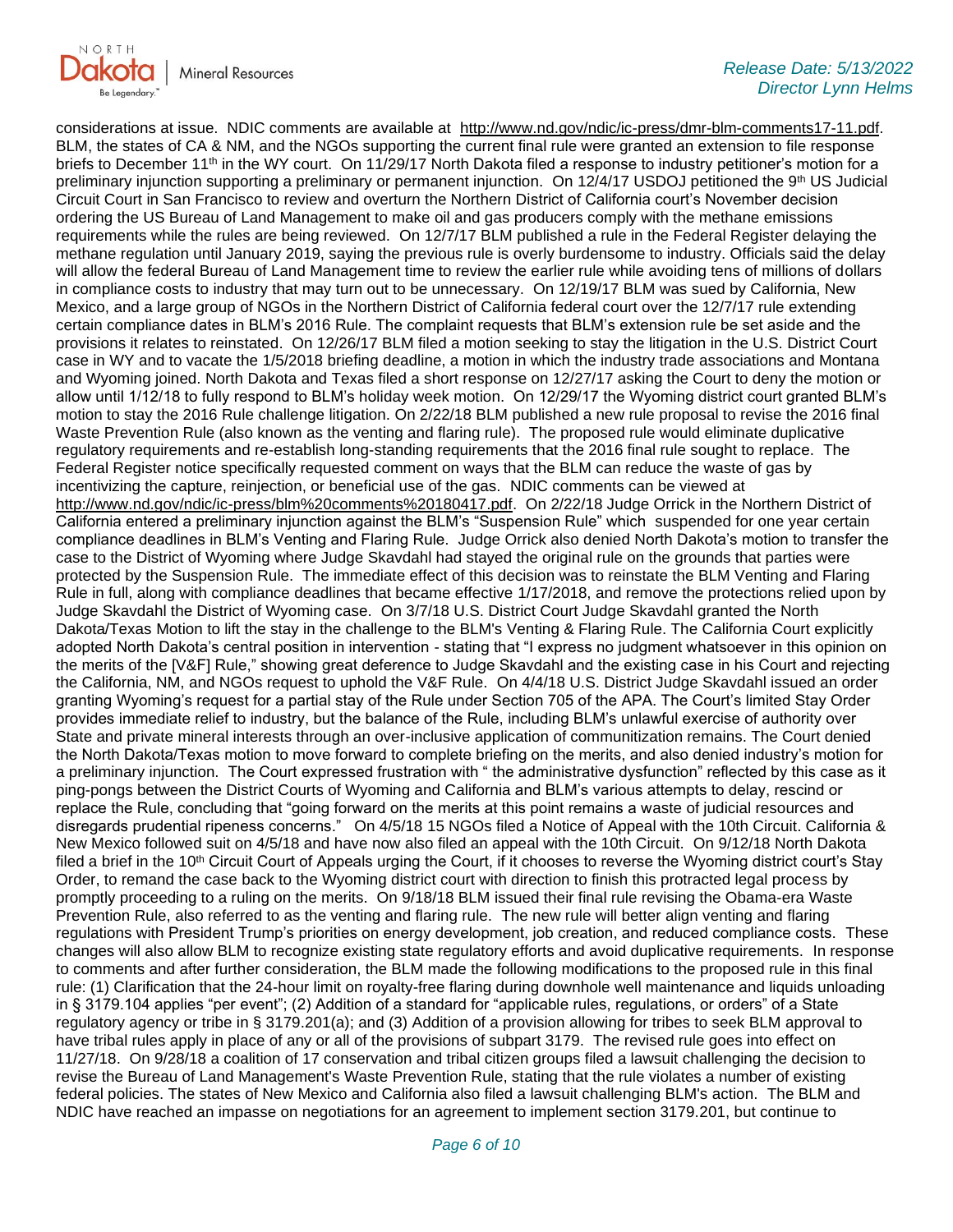considerations at issue. NDIC comments are available at http://www.nd.gov/ndic/ic-press/dmr-blm-comments17-11.pdf. BLM, the states of CA & NM, and the NGOs supporting the current final rule were granted an extension to file response briefs to December 11th in the WY court. On 11/29/17 North Dakota filed a response to industry petitioner's motion for a preliminary injunction supporting a preliminary or permanent injunction. On 12/4/17 USDOJ petitioned the 9th US Judicial Circuit Court in San Francisco to review and overturn the Northern District of California court's November decision ordering the US Bureau of Land Management to make oil and gas producers comply with the methane emissions requirements while the rules are being reviewed. On 12/7/17 BLM published a rule in the Federal Register delaying the methane regulation until January 2019, saying the previous rule is overly burdensome to industry. Officials said the delay will allow the federal Bureau of Land Management time to review the earlier rule while avoiding tens of millions of dollars in compliance costs to industry that may turn out to be unnecessary. On 12/19/17 BLM was sued by California, New Mexico, and a large group of NGOs in the Northern District of California federal court over the 12/7/17 rule extending certain compliance dates in BLM's 2016 Rule. The complaint requests that BLM's extension rule be set aside and the provisions it relates to reinstated. On 12/26/17 BLM filed a motion seeking to stay the litigation in the U.S. District Court case in WY and to vacate the 1/5/2018 briefing deadline, a motion in which the industry trade associations and Montana and Wyoming joined. North Dakota and Texas filed a short response on 12/27/17 asking the Court to deny the motion or allow until 1/12/18 to fully respond to BLM's holiday week motion. On 12/29/17 the Wyoming district court granted BLM's motion to stay the 2016 Rule challenge litigation. On 2/22/18 BLM published a new rule proposal to revise the 2016 final Waste Prevention Rule (also known as the venting and flaring rule). The proposed rule would eliminate duplicative regulatory requirements and re-establish long-standing requirements that the 2016 final rule sought to replace. The Federal Register notice specifically requested comment on ways that the BLM can reduce the waste of gas by incentivizing the capture, reinjection, or beneficial use of the gas. NDIC comments can be viewed at http://www.nd.gov/ndic/ic-press/blm%20comments%20180417.pdf. On 2/22/18 Judge Orrick in the Northern District of California entered a preliminary injunction against the BLM's "Suspension Rule" which suspended for one year certain compliance deadlines in BLM's Venting and Flaring Rule. Judge Orrick also denied North Dakota's motion to transfer the case to the District of Wyoming where Judge Skavdahl had stayed the original rule on the grounds that parties were protected by the Suspension Rule. The immediate effect of this decision was to reinstate the BLM Venting and Flaring Rule in full, along with compliance deadlines that became effective 1/17/2018, and remove the protections relied upon by Judge Skavdahl the District of Wyoming case. On 3/7/18 U.S. District Court Judge Skavdahl granted the North Dakota/Texas Motion to lift the stay in the challenge to the BLM's Venting & Flaring Rule. The California Court explicitly adopted North Dakota's central position in intervention - stating that "I express no judgment whatsoever in this opinion on the merits of the [V&F] Rule," showing great deference to Judge Skavdahl and the existing case in his Court and rejecting the California, NM, and NGOs request to uphold the V&F Rule. On 4/4/18 U.S. District Judge Skavdahl issued an order granting Wyoming's request for a partial stay of the Rule under Section 705 of the APA. The Court's limited Stay Order provides immediate relief to industry, but the balance of the Rule, including BLM's unlawful exercise of authority over State and private mineral interests through an over-inclusive application of communitization remains. The Court denied the North Dakota/Texas motion to move forward to complete briefing on the merits, and also denied industry's motion for a preliminary injunction. The Court expressed frustration with " the administrative dysfunction" reflected by this case as it ping-pongs between the District Courts of Wyoming and California and BLM's various attempts to delay, rescind or replace the Rule, concluding that "going forward on the merits at this point remains a waste of judicial resources and disregards prudential ripeness concerns." On 4/5/18 15 NGOs filed a Notice of Appeal with the 10th Circuit. California & New Mexico followed suit on 4/5/18 and have now also filed an appeal with the 10th Circuit. On 9/12/18 North Dakota filed a brief in the 10th Circuit Court of Appeals urging the Court, if it chooses to reverse the Wyoming district court's Stay Order, to remand the case back to the Wyoming district court with direction to finish this protracted legal process by promptly proceeding to a ruling on the merits. On 9/18/18 BLM issued their final rule revising the Obama-era Waste Prevention Rule, also referred to as the venting and flaring rule. The new rule will better align venting and flaring regulations with President Trump's priorities on energy development, job creation, and reduced compliance costs. These changes will also allow BLM to recognize existing state regulatory efforts and avoid duplicative requirements. In response to comments and after further consideration, the BLM made the following modifications to the proposed rule in this final rule: (1) Clarification that the 24-hour limit on royalty-free flaring during downhole well maintenance and liquids unloading in § 3179.104 applies "per event"; (2) Addition of a standard for "applicable rules, regulations, or orders" of a State regulatory agency or tribe in § 3179.201(a); and (3) Addition of a provision allowing for tribes to seek BLM approval to have tribal rules apply in place of any or all of the provisions of subpart 3179. The revised rule goes into effect on 11/27/18. On 9/28/18 a coalition of 17 conservation and tribal citizen groups filed a lawsuit challenging the decision to revise the Bureau of Land Management's Waste Prevention Rule, stating that the rule violates a number of existing federal policies. The states of New Mexico and California also filed a lawsuit challenging BLM's action. The BLM and NDIC have reached an impasse on negotiations for an agreement to implement section 3179.201, but continue to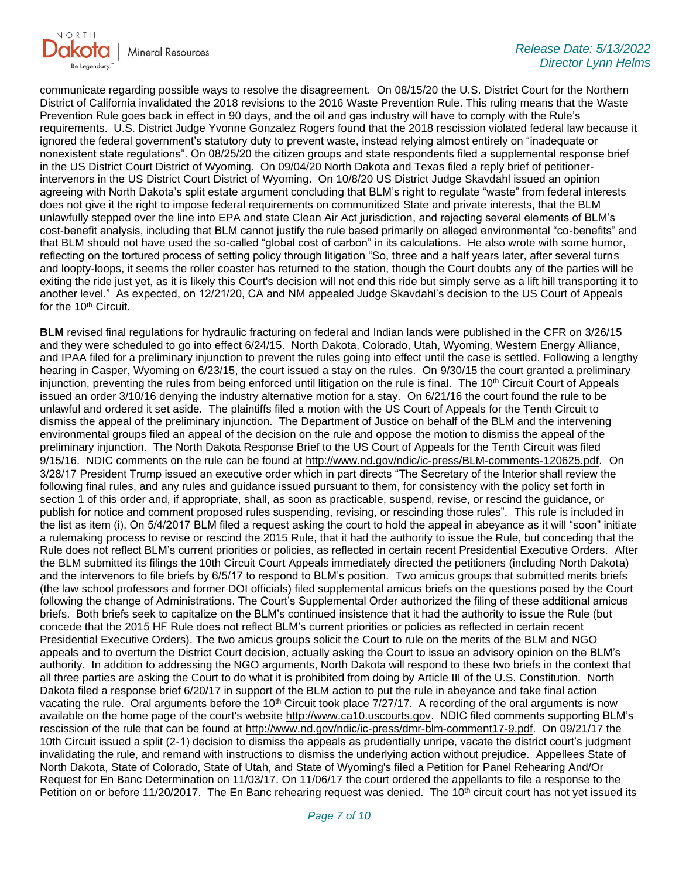communicate regarding possible ways to resolve the disagreement. On 08/15/20 the U.S. District Court for the Northern District of California invalidated the 2018 revisions to the 2016 Waste Prevention Rule. This ruling means that the Waste Prevention Rule goes back in effect in 90 days, and the oil and gas industry will have to comply with the Rule's requirements. U.S. District Judge Yvonne Gonzalez Rogers found that the 2018 rescission violated federal law because it ignored the federal government's statutory duty to prevent waste, instead relying almost entirely on "inadequate or nonexistent state regulations". On 08/25/20 the citizen groups and state respondents filed a supplemental response brief in the US District Court District of Wyoming. On 09/04/20 North Dakota and Texas filed a reply brief of petitioner-intervenors in the US District Court District of Wyoming. On 10/8/20 US District Judge Skavdahl issued an opinion agreeing with North Dakota's split estate argument concluding that BLM's right to regulate "waste" from federal interests does not give it the right to impose federal requirements on communitized State and private interests, that the BLM unlawfully stepped over the line into EPA and state Clean Air Act jurisdiction, and rejecting several elements of BLM's cost-benefit analysis, including that BLM cannot justify the rule based primarily on alleged environmental "co-benefits" and that BLM should not have used the so-called "global cost of carbon" in its calculations. He also wrote with some humor, reflecting on the tortured process of setting policy through litigation "So, three and a half years later, after several turns and loopty-loops, it seems the roller coaster has returned to the station, though the Court doubts any of the parties will be exiting the ride just yet, as it is likely this Court's decision will not end this ride but simply serve as a lift hill transporting it to another level." As expected, on 12/21/20, CA and NM appealed Judge Skavdahl's decision to the US Court of Appeals for the 10th Circuit.

**BLM** revised final regulations for hydraulic fracturing on federal and Indian lands were published in the CFR on 3/26/15 and they were scheduled to go into effect 6/24/15. North Dakota, Colorado, Utah, Wyoming, Western Energy Alliance, and IPAA filed for a preliminary injunction to prevent the rules going into effect until the case is settled. Following a lengthy hearing in Casper, Wyoming on 6/23/15, the court issued a stay on the rules. On 9/30/15 the court granted a preliminary injunction, preventing the rules from being enforced until litigation on the rule is final. The 10th Circuit Court of Appeals issued an order 3/10/16 denying the industry alternative motion for a stay. On 6/21/16 the court found the rule to be unlawful and ordered it set aside. The plaintiffs filed a motion with the US Court of Appeals for the Tenth Circuit to dismiss the appeal of the preliminary injunction. The Department of Justice on behalf of the BLM and the intervening environmental groups filed an appeal of the decision on the rule and oppose the motion to dismiss the appeal of the preliminary injunction. The North Dakota Response Brief to the US Court of Appeals for the Tenth Circuit was filed 9/15/16. NDIC comments on the rule can be found at http://www.nd.gov/ndic/ic-press/BLM-comments-120625.pdf. On 3/28/17 President Trump issued an executive order which in part directs "The Secretary of the Interior shall review the following final rules, and any rules and guidance issued pursuant to them, for consistency with the policy set forth in section 1 of this order and, if appropriate, shall, as soon as practicable, suspend, revise, or rescind the guidance, or publish for notice and comment proposed rules suspending, revising, or rescinding those rules". This rule is included in the list as item (i). On 5/4/2017 BLM filed a request asking the court to hold the appeal in abeyance as it will "soon" initiate a rulemaking process to revise or rescind the 2015 Rule, that it had the authority to issue the Rule, but conceding that the Rule does not reflect BLM's current priorities or policies, as reflected in certain recent Presidential Executive Orders. After the BLM submitted its filings the 10th Circuit Court Appeals immediately directed the petitioners (including North Dakota) and the intervenors to file briefs by 6/5/17 to respond to BLM's position. Two amicus groups that submitted merits briefs (the law school professors and former DOI officials) filed supplemental amicus briefs on the questions posed by the Court following the change of Administrations. The Court's Supplemental Order authorized the filing of these additional amicus briefs. Both briefs seek to capitalize on the BLM's continued insistence that it had the authority to issue the Rule (but concede that the 2015 HF Rule does not reflect BLM's current priorities or policies as reflected in certain recent Presidential Executive Orders). The two amicus groups solicit the Court to rule on the merits of the BLM and NGO appeals and to overturn the District Court decision, actually asking the Court to issue an advisory opinion on the BLM's authority. In addition to addressing the NGO arguments, North Dakota will respond to these two briefs in the context that all three parties are asking the Court to do what it is prohibited from doing by Article III of the U.S. Constitution. North Dakota filed a response brief 6/20/17 in support of the BLM action to put the rule in abeyance and take final action vacating the rule. Oral arguments before the 10th Circuit took place 7/27/17. A recording of the oral arguments is now available on the home page of the court's website http://www.ca10.uscourts.gov. NDIC filed comments supporting BLM's rescission of the rule that can be found at http://www.nd.gov/ndic/ic-press/dmr-blm-comment17-9.pdf. On 09/21/17 the 10th Circuit issued a split (2-1) decision to dismiss the appeals as prudentially unripe, vacate the district court's judgment invalidating the rule, and remand with instructions to dismiss the underlying action without prejudice. Appellees State of North Dakota, State of Colorado, State of Utah, and State of Wyoming's filed a Petition for Panel Rehearing And/Or Request for En Banc Determination on 11/03/17. On 11/06/17 the court ordered the appellants to file a response to the Petition on or before 11/20/2017. The En Banc rehearing request was denied. The 10th circuit court has not yet issued its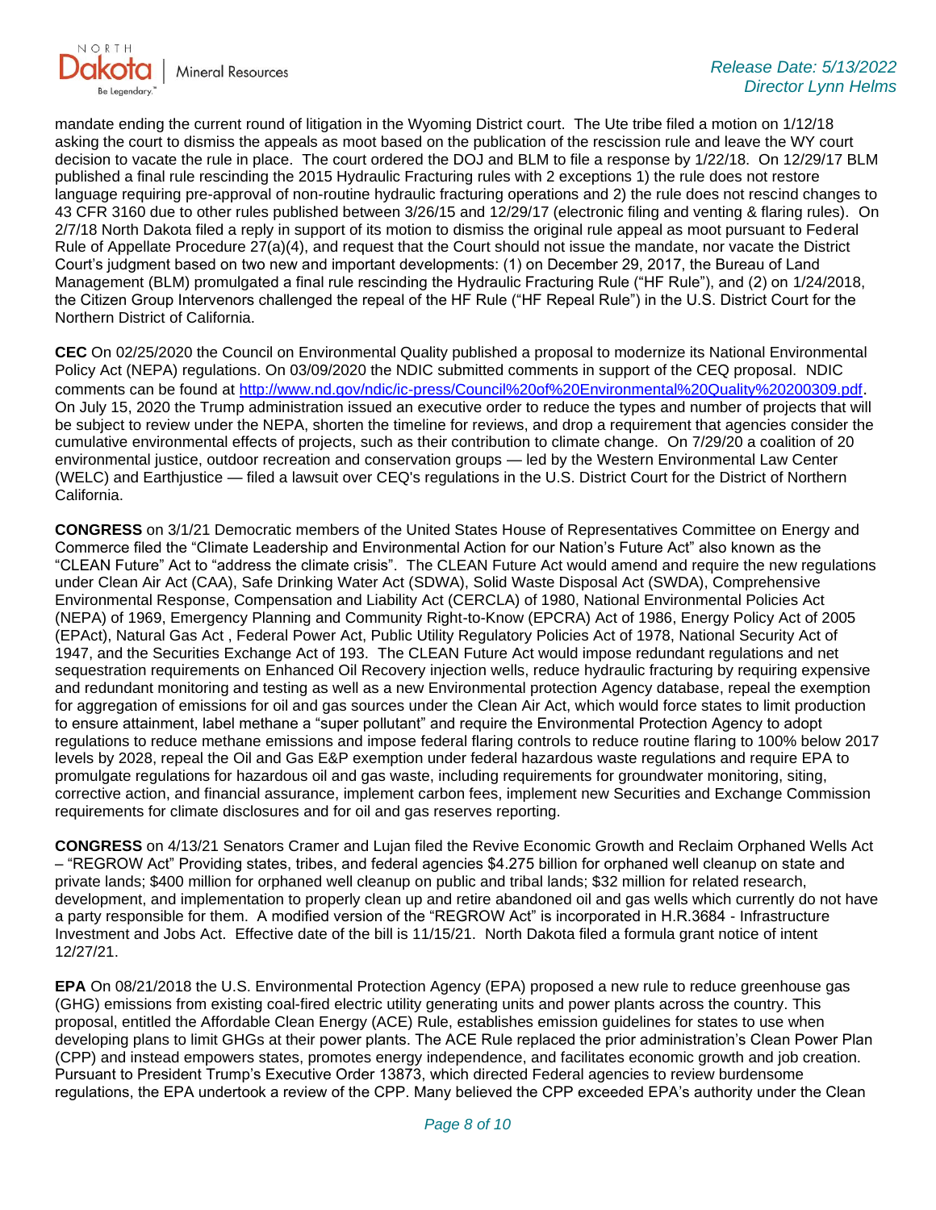mandate ending the current round of litigation in the Wyoming District court. The Ute tribe filed a motion on 1/12/18 asking the court to dismiss the appeals as moot based on the publication of the rescission rule and leave the WY court decision to vacate the rule in place. The court ordered the DOJ and BLM to file a response by 1/22/18. On 12/29/17 BLM published a final rule rescinding the 2015 Hydraulic Fracturing rules with 2 exceptions 1) the rule does not restore language requiring pre-approval of non-routine hydraulic fracturing operations and 2) the rule does not rescind changes to 43 CFR 3160 due to other rules published between 3/26/15 and 12/29/17 (electronic filing and venting & flaring rules). On 2/7/18 North Dakota filed a reply in support of its motion to dismiss the original rule appeal as moot pursuant to Federal Rule of Appellate Procedure 27(a)(4), and request that the Court should not issue the mandate, nor vacate the District Court's judgment based on two new and important developments: (1) on December 29, 2017, the Bureau of Land Management (BLM) promulgated a final rule rescinding the Hydraulic Fracturing Rule ("HF Rule"), and (2) on 1/24/2018, the Citizen Group Intervenors challenged the repeal of the HF Rule ("HF Repeal Rule") in the U.S. District Court for the Northern District of California.

**CEC** On 02/25/2020 the Council on Environmental Quality published a proposal to modernize its National Environmental Policy Act (NEPA) regulations. On 03/09/2020 the NDIC submitted comments in support of the CEQ proposal. NDIC comments can be found at http://www.nd.gov/ndic/ic-press/Council%20of%20Environmental%20Quality%20200309.pdf. On July 15, 2020 the Trump administration issued an executive order to reduce the types and number of projects that will be subject to review under the NEPA, shorten the timeline for reviews, and drop a requirement that agencies consider the cumulative environmental effects of projects, such as their contribution to climate change. On 7/29/20 a coalition of 20 environmental justice, outdoor recreation and conservation groups — led by the Western Environmental Law Center (WELC) and Earthjustice — filed a lawsuit over CEQ's regulations in the U.S. District Court for the District of Northern California.

**CONGRESS** on 3/1/21 Democratic members of the United States House of Representatives Committee on Energy and Commerce filed the "Climate Leadership and Environmental Action for our Nation's Future Act" also known as the "CLEAN Future" Act to "address the climate crisis". The CLEAN Future Act would amend and require the new regulations under Clean Air Act (CAA), Safe Drinking Water Act (SDWA), Solid Waste Disposal Act (SWDA), Comprehensive Environmental Response, Compensation and Liability Act (CERCLA) of 1980, National Environmental Policies Act (NEPA) of 1969, Emergency Planning and Community Right-to-Know (EPCRA) Act of 1986, Energy Policy Act of 2005 (EPAct), Natural Gas Act , Federal Power Act, Public Utility Regulatory Policies Act of 1978, National Security Act of 1947, and the Securities Exchange Act of 193. The CLEAN Future Act would impose redundant regulations and net sequestration requirements on Enhanced Oil Recovery injection wells, reduce hydraulic fracturing by requiring expensive and redundant monitoring and testing as well as a new Environmental protection Agency database, repeal the exemption for aggregation of emissions for oil and gas sources under the Clean Air Act, which would force states to limit production to ensure attainment, label methane a "super pollutant" and require the Environmental Protection Agency to adopt regulations to reduce methane emissions and impose federal flaring controls to reduce routine flaring to 100% below 2017 levels by 2028, repeal the Oil and Gas E&P exemption under federal hazardous waste regulations and require EPA to promulgate regulations for hazardous oil and gas waste, including requirements for groundwater monitoring, siting, corrective action, and financial assurance, implement carbon fees, implement new Securities and Exchange Commission requirements for climate disclosures and for oil and gas reserves reporting.

**CONGRESS** on 4/13/21 Senators Cramer and Lujan filed the Revive Economic Growth and Reclaim Orphaned Wells Act – "REGROW Act" Providing states, tribes, and federal agencies $4.275 billion for orphaned well cleanup on state and private lands; $400 million for orphaned well cleanup on public and tribal lands; $32 million for related research, development, and implementation to properly clean up and retire abandoned oil and gas wells which currently do not have a party responsible for them. A modified version of the "REGROW Act" is incorporated in H.R.3684 - Infrastructure Investment and Jobs Act. Effective date of the bill is 11/15/21. North Dakota filed a formula grant notice of intent 12/27/21.

**EPA** On 08/21/2018 the U.S. Environmental Protection Agency (EPA) proposed a new rule to reduce greenhouse gas (GHG) emissions from existing coal-fired electric utility generating units and power plants across the country. This proposal, entitled the Affordable Clean Energy (ACE) Rule, establishes emission guidelines for states to use when developing plans to limit GHGs at their power plants. The ACE Rule replaced the prior administration's Clean Power Plan (CPP) and instead empowers states, promotes energy independence, and facilitates economic growth and job creation. Pursuant to President Trump's Executive Order 13873, which directed Federal agencies to review burdensome regulations, the EPA undertook a review of the CPP. Many believed the CPP exceeded EPA's authority under the Clean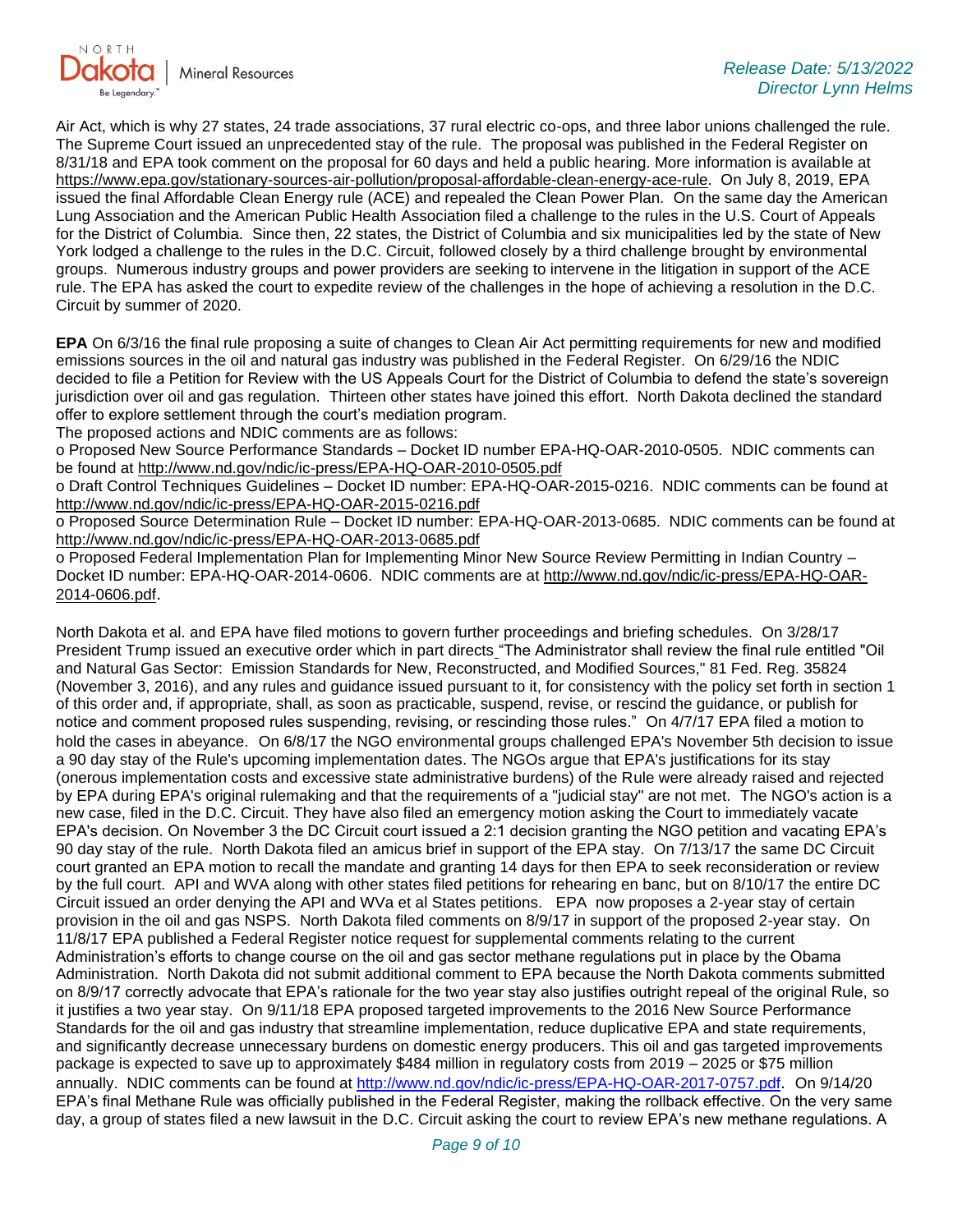Air Act, which is why 27 states, 24 trade associations, 37 rural electric co-ops, and three labor unions challenged the rule. The Supreme Court issued an unprecedented stay of the rule. The proposal was published in the Federal Register on 8/31/18 and EPA took comment on the proposal for 60 days and held a public hearing. More information is available at https://www.epa.gov/stationary-sources-air-pollution/proposal-affordable-clean-energy-ace-rule. On July 8, 2019, EPA issued the final Affordable Clean Energy rule (ACE) and repealed the Clean Power Plan. On the same day the American Lung Association and the American Public Health Association filed a challenge to the rules in the U.S. Court of Appeals for the District of Columbia. Since then, 22 states, the District of Columbia and six municipalities led by the state of New York lodged a challenge to the rules in the D.C. Circuit, followed closely by a third challenge brought by environmental groups. Numerous industry groups and power providers are seeking to intervene in the litigation in support of the ACE rule. The EPA has asked the court to expedite review of the challenges in the hope of achieving a resolution in the D.C. Circuit by summer of 2020.

**EPA** On 6/3/16 the final rule proposing a suite of changes to Clean Air Act permitting requirements for new and modified emissions sources in the oil and natural gas industry was published in the Federal Register. On 6/29/16 the NDIC decided to file a Petition for Review with the US Appeals Court for the District of Columbia to defend the state's sovereign jurisdiction over oil and gas regulation. Thirteen other states have joined this effort. North Dakota declined the standard offer to explore settlement through the court's mediation program.
The proposed actions and NDIC comments are as follows:
o Proposed New Source Performance Standards – Docket ID number EPA-HQ-OAR-2010-0505. NDIC comments can be found at http://www.nd.gov/ndic/ic-press/EPA-HQ-OAR-2010-0505.pdf
o Draft Control Techniques Guidelines – Docket ID number: EPA-HQ-OAR-2015-0216. NDIC comments can be found at http://www.nd.gov/ndic/ic-press/EPA-HQ-OAR-2015-0216.pdf
o Proposed Source Determination Rule – Docket ID number: EPA-HQ-OAR-2013-0685. NDIC comments can be found at http://www.nd.gov/ndic/ic-press/EPA-HQ-OAR-2013-0685.pdf
o Proposed Federal Implementation Plan for Implementing Minor New Source Review Permitting in Indian Country – Docket ID number: EPA-HQ-OAR-2014-0606. NDIC comments are at http://www.nd.gov/ndic/ic-press/EPA-HQ-OAR-2014-0606.pdf.

North Dakota et al. and EPA have filed motions to govern further proceedings and briefing schedules. On 3/28/17 President Trump issued an executive order which in part directs "The Administrator shall review the final rule entitled "Oil and Natural Gas Sector: Emission Standards for New, Reconstructed, and Modified Sources," 81 Fed. Reg. 35824 (November 3, 2016), and any rules and guidance issued pursuant to it, for consistency with the policy set forth in section 1 of this order and, if appropriate, shall, as soon as practicable, suspend, revise, or rescind the guidance, or publish for notice and comment proposed rules suspending, revising, or rescinding those rules." On 4/7/17 EPA filed a motion to hold the cases in abeyance. On 6/8/17 the NGO environmental groups challenged EPA's November 5th decision to issue a 90 day stay of the Rule's upcoming implementation dates. The NGOs argue that EPA's justifications for its stay (onerous implementation costs and excessive state administrative burdens) of the Rule were already raised and rejected by EPA during EPA's original rulemaking and that the requirements of a "judicial stay" are not met. The NGO's action is a new case, filed in the D.C. Circuit. They have also filed an emergency motion asking the Court to immediately vacate EPA's decision. On November 3 the DC Circuit court issued a 2:1 decision granting the NGO petition and vacating EPA's 90 day stay of the rule. North Dakota filed an amicus brief in support of the EPA stay. On 7/13/17 the same DC Circuit court granted an EPA motion to recall the mandate and granting 14 days for then EPA to seek reconsideration or review by the full court. API and WVA along with other states filed petitions for rehearing en banc, but on 8/10/17 the entire DC Circuit issued an order denying the API and WVa et al States petitions. EPA now proposes a 2-year stay of certain provision in the oil and gas NSPS. North Dakota filed comments on 8/9/17 in support of the proposed 2-year stay. On 11/8/17 EPA published a Federal Register notice request for supplemental comments relating to the current Administration's efforts to change course on the oil and gas sector methane regulations put in place by the Obama Administration. North Dakota did not submit additional comment to EPA because the North Dakota comments submitted on 8/9/17 correctly advocate that EPA's rationale for the two year stay also justifies outright repeal of the original Rule, so it justifies a two year stay. On 9/11/18 EPA proposed targeted improvements to the 2016 New Source Performance Standards for the oil and gas industry that streamline implementation, reduce duplicative EPA and state requirements, and significantly decrease unnecessary burdens on domestic energy producers. This oil and gas targeted improvements package is expected to save up to approximately $484 million in regulatory costs from 2019 – 2025 or $75 million annually. NDIC comments can be found at http://www.nd.gov/ndic/ic-press/EPA-HQ-OAR-2017-0757.pdf. On 9/14/20 EPA's final Methane Rule was officially published in the Federal Register, making the rollback effective. On the very same day, a group of states filed a new lawsuit in the D.C. Circuit asking the court to review EPA's new methane regulations. A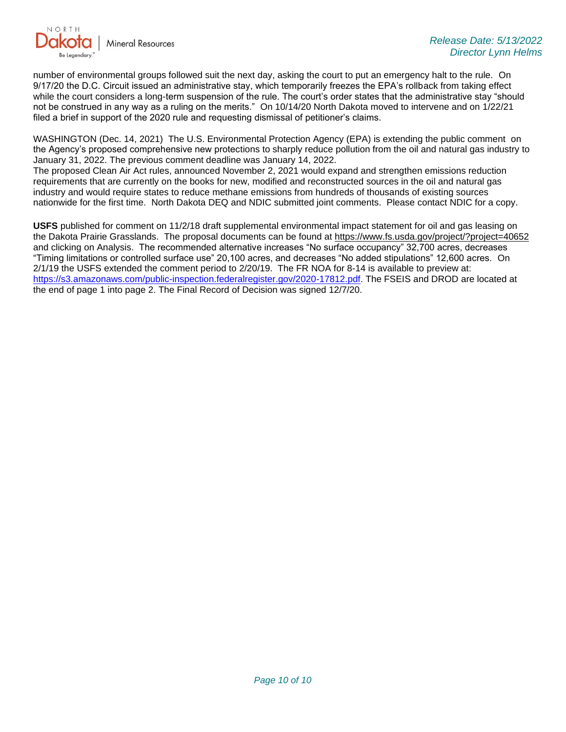number of environmental groups followed suit the next day, asking the court to put an emergency halt to the rule. On 9/17/20 the D.C. Circuit issued an administrative stay, which temporarily freezes the EPA's rollback from taking effect while the court considers a long-term suspension of the rule. The court's order states that the administrative stay "should not be construed in any way as a ruling on the merits." On 10/14/20 North Dakota moved to intervene and on 1/22/21 filed a brief in support of the 2020 rule and requesting dismissal of petitioner's claims.

WASHINGTON (Dec. 14, 2021) The U.S. Environmental Protection Agency (EPA) is extending the public comment on the Agency's proposed comprehensive new protections to sharply reduce pollution from the oil and natural gas industry to January 31, 2022. The previous comment deadline was January 14, 2022.
The proposed Clean Air Act rules, announced November 2, 2021 would expand and strengthen emissions reduction requirements that are currently on the books for new, modified and reconstructed sources in the oil and natural gas industry and would require states to reduce methane emissions from hundreds of thousands of existing sources nationwide for the first time. North Dakota DEQ and NDIC submitted joint comments. Please contact NDIC for a copy.

**USFS** published for comment on 11/2/18 draft supplemental environmental impact statement for oil and gas leasing on the Dakota Prairie Grasslands. The proposal documents can be found at https://www.fs.usda.gov/project/?project=40652 and clicking on Analysis. The recommended alternative increases "No surface occupancy" 32,700 acres, decreases "Timing limitations or controlled surface use" 20,100 acres, and decreases "No added stipulations" 12,600 acres. On 2/1/19 the USFS extended the comment period to 2/20/19. The FR NOA for 8-14 is available to preview at: https://s3.amazonaws.com/public-inspection.federalregister.gov/2020-17812.pdf. The FSEIS and DROD are located at the end of page 1 into page 2. The Final Record of Decision was signed 12/7/20.